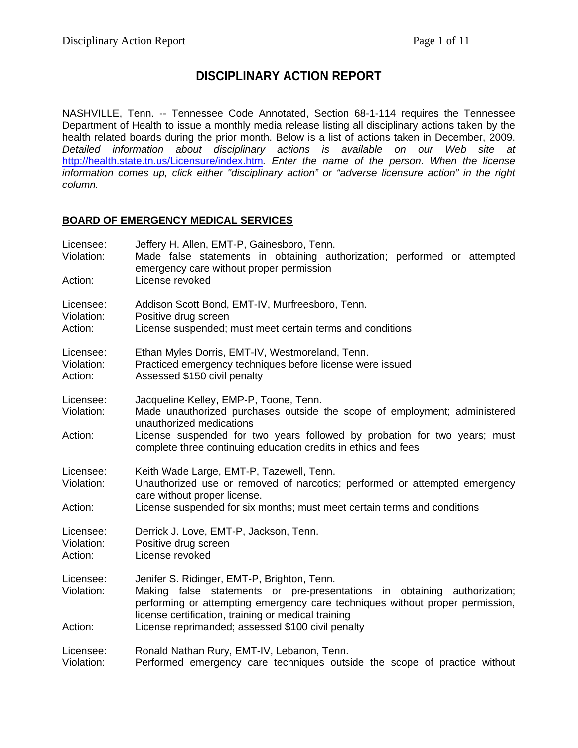# DISCIPLINARY ACTION REPORT

NASHVILLE, Tenn. -- Tennessee Code Annotated, Section 68-1-114 requires the Tennessee Department of Health to issue a monthly media release listing all disciplinary actions taken by the health related boards during the prior month. Below is a list of actions taken in December, 2009. *Detailed information about disciplinary actions is available on our Web site at* http://health.state.tn.us/Licensure/index.htm*. Enter the name of the person. When the license information comes up, click either "disciplinary action" or "adverse licensure action" in the right column.*

## BOARD OF EMERGENCY MEDICAL SERVICES

Licensee: Jeffery H. Allen, EMT-P, Gainesboro, Tenn.
Violation: Made false statements in obtaining authorization; performed or attempted emergency care without proper permission
Action: License revoked

Licensee: Addison Scott Bond, EMT-IV, Murfreesboro, Tenn.
Violation: Positive drug screen
Action: License suspended; must meet certain terms and conditions

Licensee: Ethan Myles Dorris, EMT-IV, Westmoreland, Tenn.
Violation: Practiced emergency techniques before license were issued
Action: Assessed $150 civil penalty

Licensee: Jacqueline Kelley, EMP-P, Toone, Tenn.
Violation: Made unauthorized purchases outside the scope of employment; administered unauthorized medications
Action: License suspended for two years followed by probation for two years; must complete three continuing education credits in ethics and fees

Licensee: Keith Wade Large, EMT-P, Tazewell, Tenn.
Violation: Unauthorized use or removed of narcotics; performed or attempted emergency care without proper license.
Action: License suspended for six months; must meet certain terms and conditions

Licensee: Derrick J. Love, EMT-P, Jackson, Tenn.
Violation: Positive drug screen
Action: License revoked

Licensee: Jenifer S. Ridinger, EMT-P, Brighton, Tenn.
Violation: Making false statements or pre-presentations in obtaining authorization; performing or attempting emergency care techniques without proper permission, license certification, training or medical training
Action: License reprimanded; assessed $100 civil penalty

Licensee: Ronald Nathan Rury, EMT-IV, Lebanon, Tenn.
Violation: Performed emergency care techniques outside the scope of practice without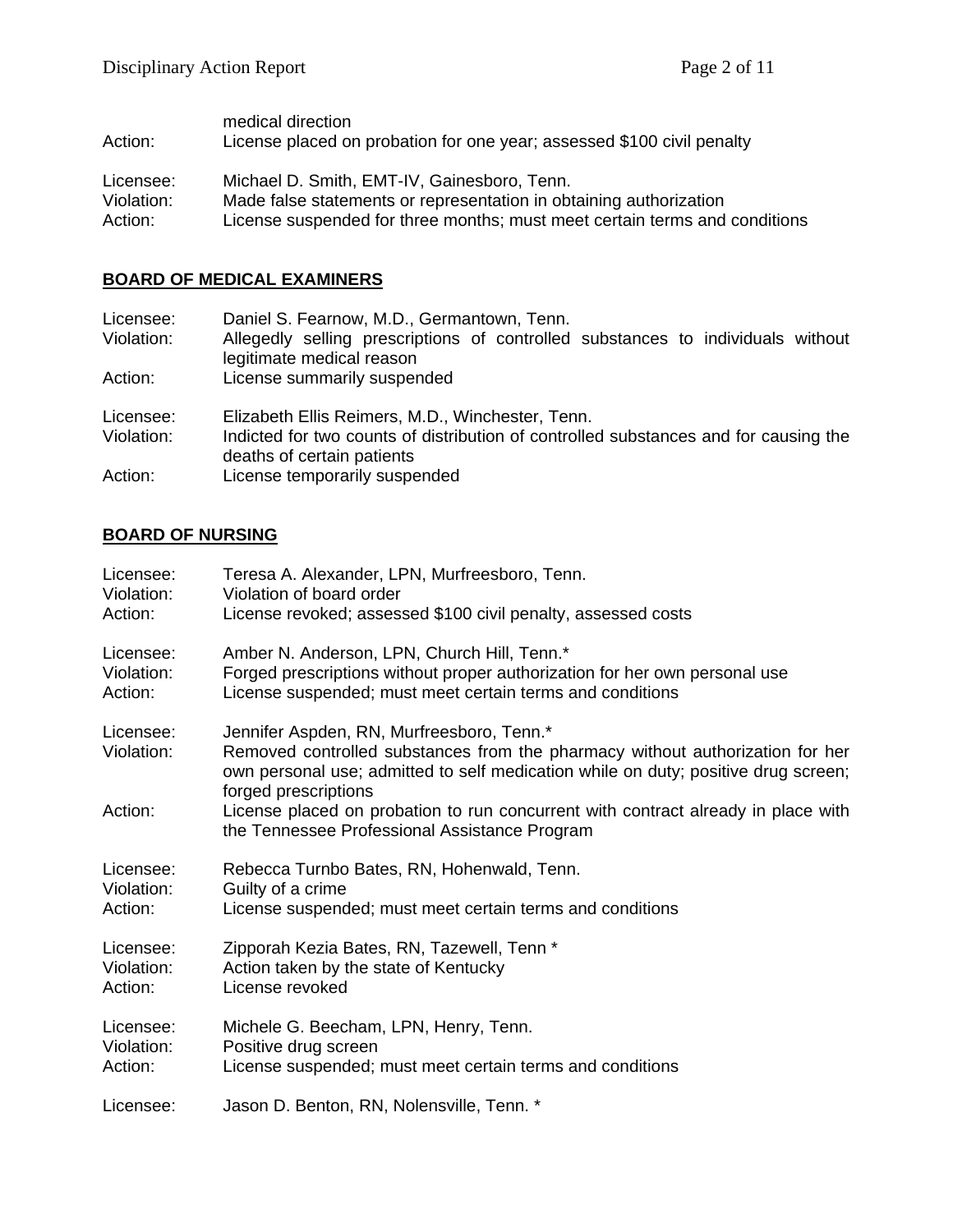medical direction
Action: License placed on probation for one year; assessed $100 civil penalty

Licensee: Michael D. Smith, EMT-IV, Gainesboro, Tenn.
Violation: Made false statements or representation in obtaining authorization
Action: License suspended for three months; must meet certain terms and conditions

## BOARD OF MEDICAL EXAMINERS

Licensee: Daniel S. Fearnow, M.D., Germantown, Tenn.
Violation: Allegedly selling prescriptions of controlled substances to individuals without legitimate medical reason
Action: License summarily suspended

Licensee: Elizabeth Ellis Reimers, M.D., Winchester, Tenn.
Violation: Indicted for two counts of distribution of controlled substances and for causing the deaths of certain patients
Action: License temporarily suspended

## BOARD OF NURSING

Licensee: Teresa A. Alexander, LPN, Murfreesboro, Tenn.
Violation: Violation of board order
Action: License revoked; assessed $100 civil penalty, assessed costs

Licensee: Amber N. Anderson, LPN, Church Hill, Tenn.*
Violation: Forged prescriptions without proper authorization for her own personal use
Action: License suspended; must meet certain terms and conditions

Licensee: Jennifer Aspden, RN, Murfreesboro, Tenn.*
Violation: Removed controlled substances from the pharmacy without authorization for her own personal use; admitted to self medication while on duty; positive drug screen; forged prescriptions
Action: License placed on probation to run concurrent with contract already in place with the Tennessee Professional Assistance Program

Licensee: Rebecca Turnbo Bates, RN, Hohenwald, Tenn.
Violation: Guilty of a crime
Action: License suspended; must meet certain terms and conditions

Licensee: Zipporah Kezia Bates, RN, Tazewell, Tenn *
Violation: Action taken by the state of Kentucky
Action: License revoked

Licensee: Michele G. Beecham, LPN, Henry, Tenn.
Violation: Positive drug screen
Action: License suspended; must meet certain terms and conditions

Licensee: Jason D. Benton, RN, Nolensville, Tenn. *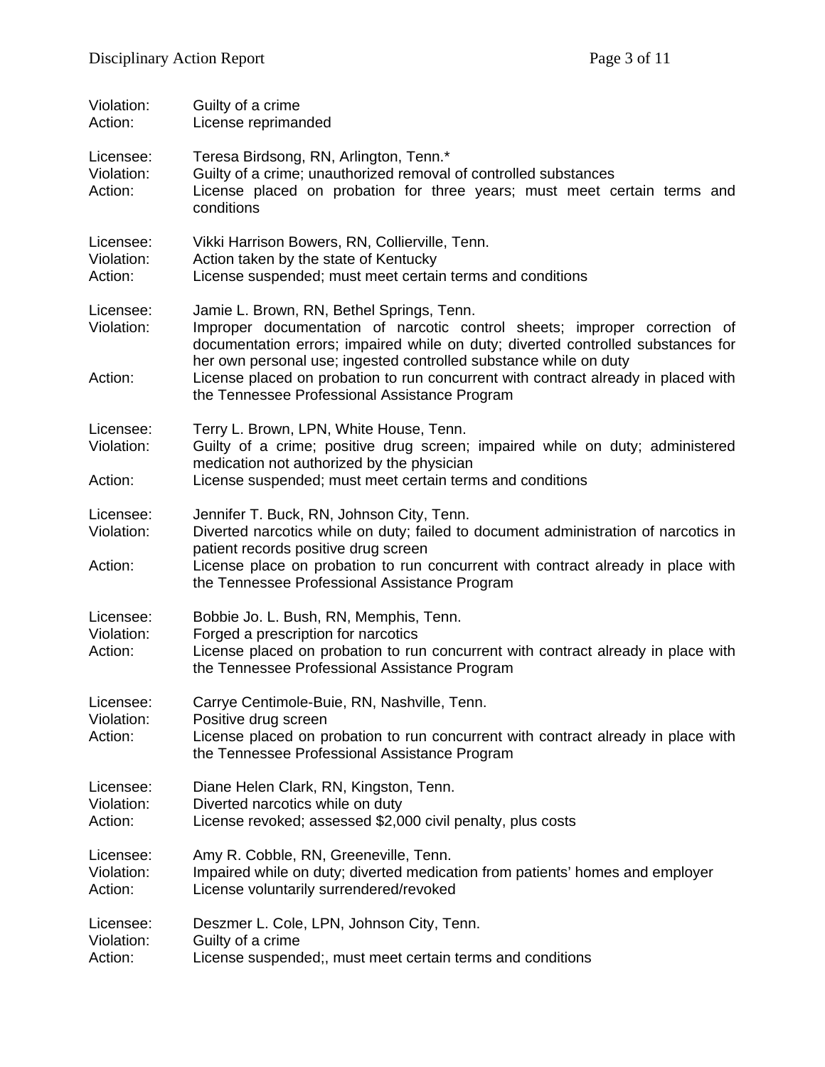Violation: Guilty of a crime
Action: License reprimanded

Licensee: Teresa Birdsong, RN, Arlington, Tenn.*
Violation: Guilty of a crime; unauthorized removal of controlled substances
Action: License placed on probation for three years; must meet certain terms and conditions

Licensee: Vikki Harrison Bowers, RN, Collierville, Tenn.
Violation: Action taken by the state of Kentucky
Action: License suspended; must meet certain terms and conditions

Licensee: Jamie L. Brown, RN, Bethel Springs, Tenn.
Violation: Improper documentation of narcotic control sheets; improper correction of documentation errors; impaired while on duty; diverted controlled substances for her own personal use; ingested controlled substance while on duty
Action: License placed on probation to run concurrent with contract already in placed with the Tennessee Professional Assistance Program

Licensee: Terry L. Brown, LPN, White House, Tenn.
Violation: Guilty of a crime; positive drug screen; impaired while on duty; administered medication not authorized by the physician
Action: License suspended; must meet certain terms and conditions

Licensee: Jennifer T. Buck, RN, Johnson City, Tenn.
Violation: Diverted narcotics while on duty; failed to document administration of narcotics in patient records positive drug screen
Action: License place on probation to run concurrent with contract already in place with the Tennessee Professional Assistance Program

Licensee: Bobbie Jo. L. Bush, RN, Memphis, Tenn.
Violation: Forged a prescription for narcotics
Action: License placed on probation to run concurrent with contract already in place with the Tennessee Professional Assistance Program

Licensee: Carrye Centimole-Buie, RN, Nashville, Tenn.
Violation: Positive drug screen
Action: License placed on probation to run concurrent with contract already in place with the Tennessee Professional Assistance Program

Licensee: Diane Helen Clark, RN, Kingston, Tenn.
Violation: Diverted narcotics while on duty
Action: License revoked; assessed $2,000 civil penalty, plus costs

Licensee: Amy R. Cobble, RN, Greeneville, Tenn.
Violation: Impaired while on duty; diverted medication from patients' homes and employer
Action: License voluntarily surrendered/revoked

Licensee: Deszmer L. Cole, LPN, Johnson City, Tenn.
Violation: Guilty of a crime
Action: License suspended;, must meet certain terms and conditions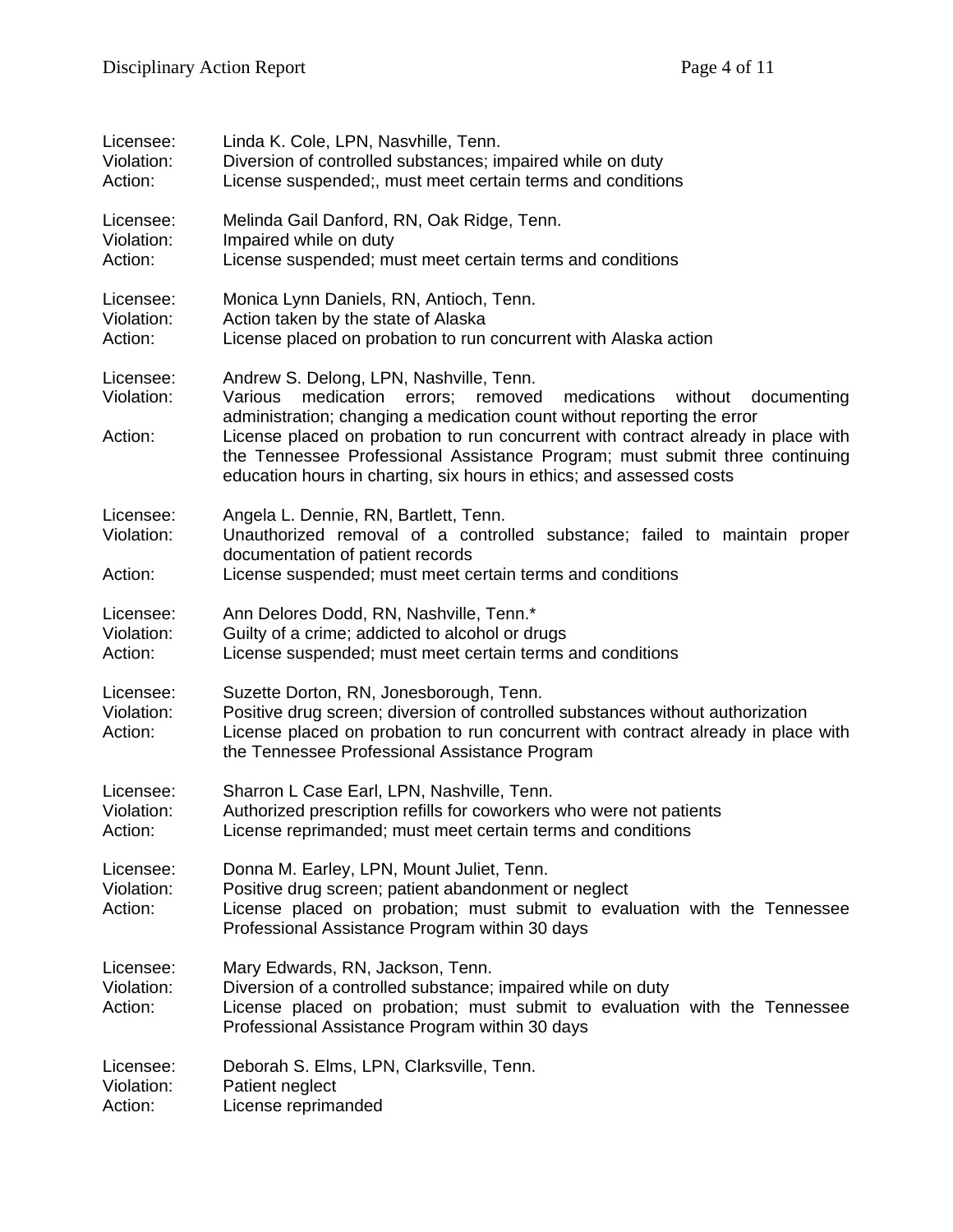Licensee: Linda K. Cole, LPN, Nasvhille, Tenn.
Violation: Diversion of controlled substances; impaired while on duty
Action: License suspended;, must meet certain terms and conditions

Licensee: Melinda Gail Danford, RN, Oak Ridge, Tenn.
Violation: Impaired while on duty
Action: License suspended; must meet certain terms and conditions

Licensee: Monica Lynn Daniels, RN, Antioch, Tenn.
Violation: Action taken by the state of Alaska
Action: License placed on probation to run concurrent with Alaska action

Licensee: Andrew S. Delong, LPN, Nashville, Tenn.
Violation: Various medication errors; removed medications without documenting administration; changing a medication count without reporting the error
Action: License placed on probation to run concurrent with contract already in place with the Tennessee Professional Assistance Program; must submit three continuing education hours in charting, six hours in ethics; and assessed costs

Licensee: Angela L. Dennie, RN, Bartlett, Tenn.
Violation: Unauthorized removal of a controlled substance; failed to maintain proper documentation of patient records
Action: License suspended; must meet certain terms and conditions

Licensee: Ann Delores Dodd, RN, Nashville, Tenn.*
Violation: Guilty of a crime; addicted to alcohol or drugs
Action: License suspended; must meet certain terms and conditions

Licensee: Suzette Dorton, RN, Jonesborough, Tenn.
Violation: Positive drug screen; diversion of controlled substances without authorization
Action: License placed on probation to run concurrent with contract already in place with the Tennessee Professional Assistance Program

Licensee: Sharron L Case Earl, LPN, Nashville, Tenn.
Violation: Authorized prescription refills for coworkers who were not patients
Action: License reprimanded; must meet certain terms and conditions

Licensee: Donna M. Earley, LPN, Mount Juliet, Tenn.
Violation: Positive drug screen; patient abandonment or neglect
Action: License placed on probation; must submit to evaluation with the Tennessee Professional Assistance Program within 30 days

Licensee: Mary Edwards, RN, Jackson, Tenn.
Violation: Diversion of a controlled substance; impaired while on duty
Action: License placed on probation; must submit to evaluation with the Tennessee Professional Assistance Program within 30 days

Licensee: Deborah S. Elms, LPN, Clarksville, Tenn.
Violation: Patient neglect
Action: License reprimanded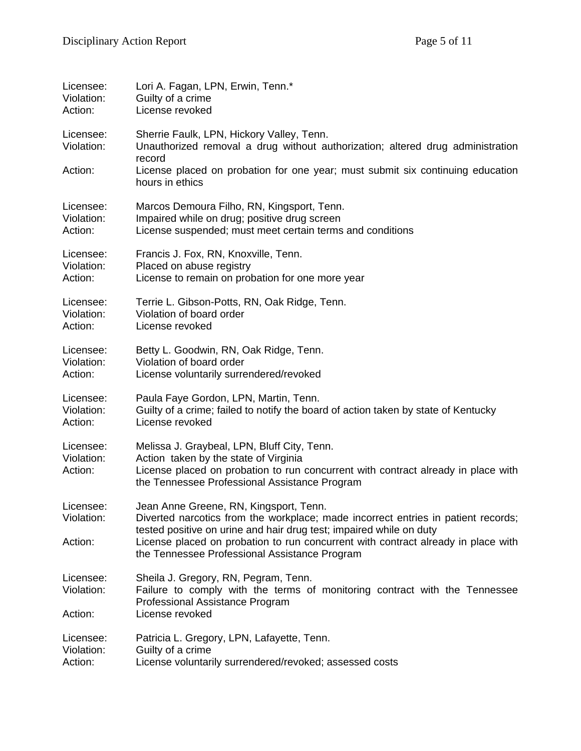Licensee: Lori A. Fagan, LPN, Erwin, Tenn.*
Violation: Guilty of a crime
Action: License revoked

Licensee: Sherrie Faulk, LPN, Hickory Valley, Tenn.
Violation: Unauthorized removal a drug without authorization; altered drug administration record
Action: License placed on probation for one year; must submit six continuing education hours in ethics

Licensee: Marcos Demoura Filho, RN, Kingsport, Tenn.
Violation: Impaired while on drug; positive drug screen
Action: License suspended; must meet certain terms and conditions

Licensee: Francis J. Fox, RN, Knoxville, Tenn.
Violation: Placed on abuse registry
Action: License to remain on probation for one more year

Licensee: Terrie L. Gibson-Potts, RN, Oak Ridge, Tenn.
Violation: Violation of board order
Action: License revoked

Licensee: Betty L. Goodwin, RN, Oak Ridge, Tenn.
Violation: Violation of board order
Action: License voluntarily surrendered/revoked

Licensee: Paula Faye Gordon, LPN, Martin, Tenn.
Violation: Guilty of a crime; failed to notify the board of action taken by state of Kentucky
Action: License revoked

Licensee: Melissa J. Graybeal, LPN, Bluff City, Tenn.
Violation: Action taken by the state of Virginia
Action: License placed on probation to run concurrent with contract already in place with the Tennessee Professional Assistance Program

Licensee: Jean Anne Greene, RN, Kingsport, Tenn.
Violation: Diverted narcotics from the workplace; made incorrect entries in patient records; tested positive on urine and hair drug test; impaired while on duty
Action: License placed on probation to run concurrent with contract already in place with the Tennessee Professional Assistance Program

Licensee: Sheila J. Gregory, RN, Pegram, Tenn.
Violation: Failure to comply with the terms of monitoring contract with the Tennessee Professional Assistance Program
Action: License revoked

Licensee: Patricia L. Gregory, LPN, Lafayette, Tenn.
Violation: Guilty of a crime
Action: License voluntarily surrendered/revoked; assessed costs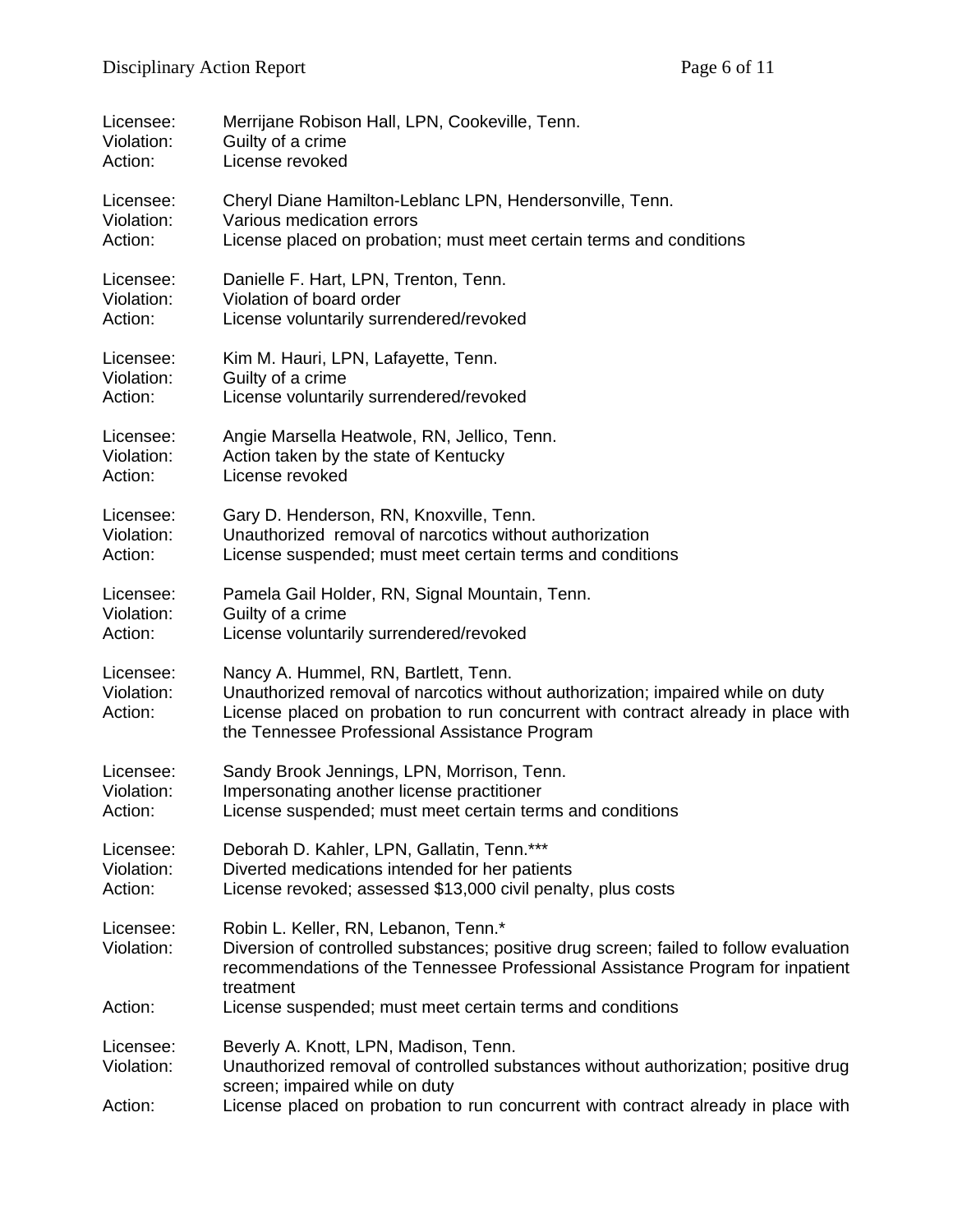Licensee: Merrijane Robison Hall, LPN, Cookeville, Tenn.
Violation: Guilty of a crime
Action: License revoked

Licensee: Cheryl Diane Hamilton-Leblanc LPN, Hendersonville, Tenn.
Violation: Various medication errors
Action: License placed on probation; must meet certain terms and conditions

Licensee: Danielle F. Hart, LPN, Trenton, Tenn.
Violation: Violation of board order
Action: License voluntarily surrendered/revoked

Licensee: Kim M. Hauri, LPN, Lafayette, Tenn.
Violation: Guilty of a crime
Action: License voluntarily surrendered/revoked

Licensee: Angie Marsella Heatwole, RN, Jellico, Tenn.
Violation: Action taken by the state of Kentucky
Action: License revoked

Licensee: Gary D. Henderson, RN, Knoxville, Tenn.
Violation: Unauthorized removal of narcotics without authorization
Action: License suspended; must meet certain terms and conditions

Licensee: Pamela Gail Holder, RN, Signal Mountain, Tenn.
Violation: Guilty of a crime
Action: License voluntarily surrendered/revoked

Licensee: Nancy A. Hummel, RN, Bartlett, Tenn.
Violation: Unauthorized removal of narcotics without authorization; impaired while on duty
Action: License placed on probation to run concurrent with contract already in place with the Tennessee Professional Assistance Program

Licensee: Sandy Brook Jennings, LPN, Morrison, Tenn.
Violation: Impersonating another license practitioner
Action: License suspended; must meet certain terms and conditions

Licensee: Deborah D. Kahler, LPN, Gallatin, Tenn.***
Violation: Diverted medications intended for her patients
Action: License revoked; assessed $13,000 civil penalty, plus costs

Licensee: Robin L. Keller, RN, Lebanon, Tenn.*
Violation: Diversion of controlled substances; positive drug screen; failed to follow evaluation recommendations of the Tennessee Professional Assistance Program for inpatient treatment
Action: License suspended; must meet certain terms and conditions

Licensee: Beverly A. Knott, LPN, Madison, Tenn.
Violation: Unauthorized removal of controlled substances without authorization; positive drug screen; impaired while on duty
Action: License placed on probation to run concurrent with contract already in place with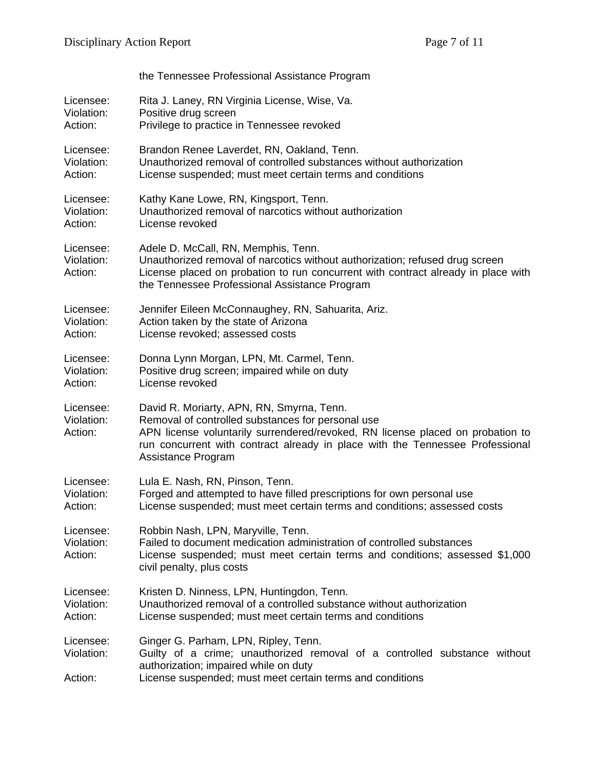the Tennessee Professional Assistance Program

Licensee: Rita J. Laney, RN Virginia License, Wise, Va.
Violation: Positive drug screen
Action: Privilege to practice in Tennessee revoked

Licensee: Brandon Renee Laverdet, RN, Oakland, Tenn.
Violation: Unauthorized removal of controlled substances without authorization
Action: License suspended; must meet certain terms and conditions

Licensee: Kathy Kane Lowe, RN, Kingsport, Tenn.
Violation: Unauthorized removal of narcotics without authorization
Action: License revoked

Licensee: Adele D. McCall, RN, Memphis, Tenn.
Violation: Unauthorized removal of narcotics without authorization; refused drug screen
Action: License placed on probation to run concurrent with contract already in place with the Tennessee Professional Assistance Program

Licensee: Jennifer Eileen McConnaughey, RN, Sahuarita, Ariz.
Violation: Action taken by the state of Arizona
Action: License revoked; assessed costs

Licensee: Donna Lynn Morgan, LPN, Mt. Carmel, Tenn.
Violation: Positive drug screen; impaired while on duty
Action: License revoked

Licensee: David R. Moriarty, APN, RN, Smyrna, Tenn.
Violation: Removal of controlled substances for personal use
Action: APN license voluntarily surrendered/revoked, RN license placed on probation to run concurrent with contract already in place with the Tennessee Professional Assistance Program

Licensee: Lula E. Nash, RN, Pinson, Tenn.
Violation: Forged and attempted to have filled prescriptions for own personal use
Action: License suspended; must meet certain terms and conditions; assessed costs

Licensee: Robbin Nash, LPN, Maryville, Tenn.
Violation: Failed to document medication administration of controlled substances
Action: License suspended; must meet certain terms and conditions; assessed $1,000 civil penalty, plus costs

Licensee: Kristen D. Ninness, LPN, Huntingdon, Tenn.
Violation: Unauthorized removal of a controlled substance without authorization
Action: License suspended; must meet certain terms and conditions

Licensee: Ginger G. Parham, LPN, Ripley, Tenn.
Violation: Guilty of a crime; unauthorized removal of a controlled substance without authorization; impaired while on duty
Action: License suspended; must meet certain terms and conditions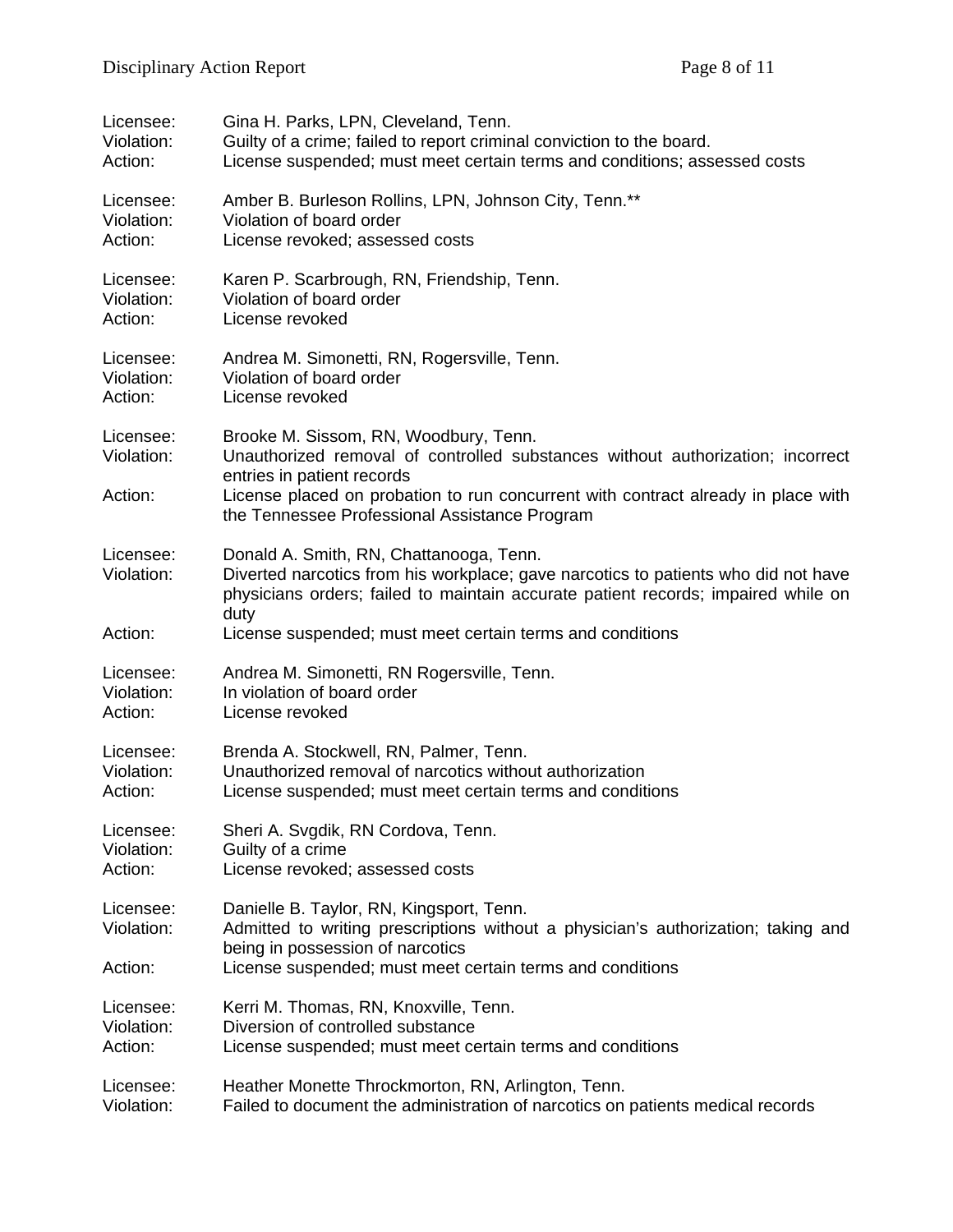Licensee: Gina H. Parks, LPN, Cleveland, Tenn.
Violation: Guilty of a crime; failed to report criminal conviction to the board.
Action: License suspended; must meet certain terms and conditions; assessed costs

Licensee: Amber B. Burleson Rollins, LPN, Johnson City, Tenn.**
Violation: Violation of board order
Action: License revoked; assessed costs

Licensee: Karen P. Scarbrough, RN, Friendship, Tenn.
Violation: Violation of board order
Action: License revoked

Licensee: Andrea M. Simonetti, RN, Rogersville, Tenn.
Violation: Violation of board order
Action: License revoked

Licensee: Brooke M. Sissom, RN, Woodbury, Tenn.
Violation: Unauthorized removal of controlled substances without authorization; incorrect entries in patient records
Action: License placed on probation to run concurrent with contract already in place with the Tennessee Professional Assistance Program

Licensee: Donald A. Smith, RN, Chattanooga, Tenn.
Violation: Diverted narcotics from his workplace; gave narcotics to patients who did not have physicians orders; failed to maintain accurate patient records; impaired while on duty
Action: License suspended; must meet certain terms and conditions

Licensee: Andrea M. Simonetti, RN Rogersville, Tenn.
Violation: In violation of board order
Action: License revoked

Licensee: Brenda A. Stockwell, RN, Palmer, Tenn.
Violation: Unauthorized removal of narcotics without authorization
Action: License suspended; must meet certain terms and conditions

Licensee: Sheri A. Svgdik, RN Cordova, Tenn.
Violation: Guilty of a crime
Action: License revoked; assessed costs

Licensee: Danielle B. Taylor, RN, Kingsport, Tenn.
Violation: Admitted to writing prescriptions without a physician's authorization; taking and being in possession of narcotics
Action: License suspended; must meet certain terms and conditions

Licensee: Kerri M. Thomas, RN, Knoxville, Tenn.
Violation: Diversion of controlled substance
Action: License suspended; must meet certain terms and conditions

Licensee: Heather Monette Throckmorton, RN, Arlington, Tenn.
Violation: Failed to document the administration of narcotics on patients medical records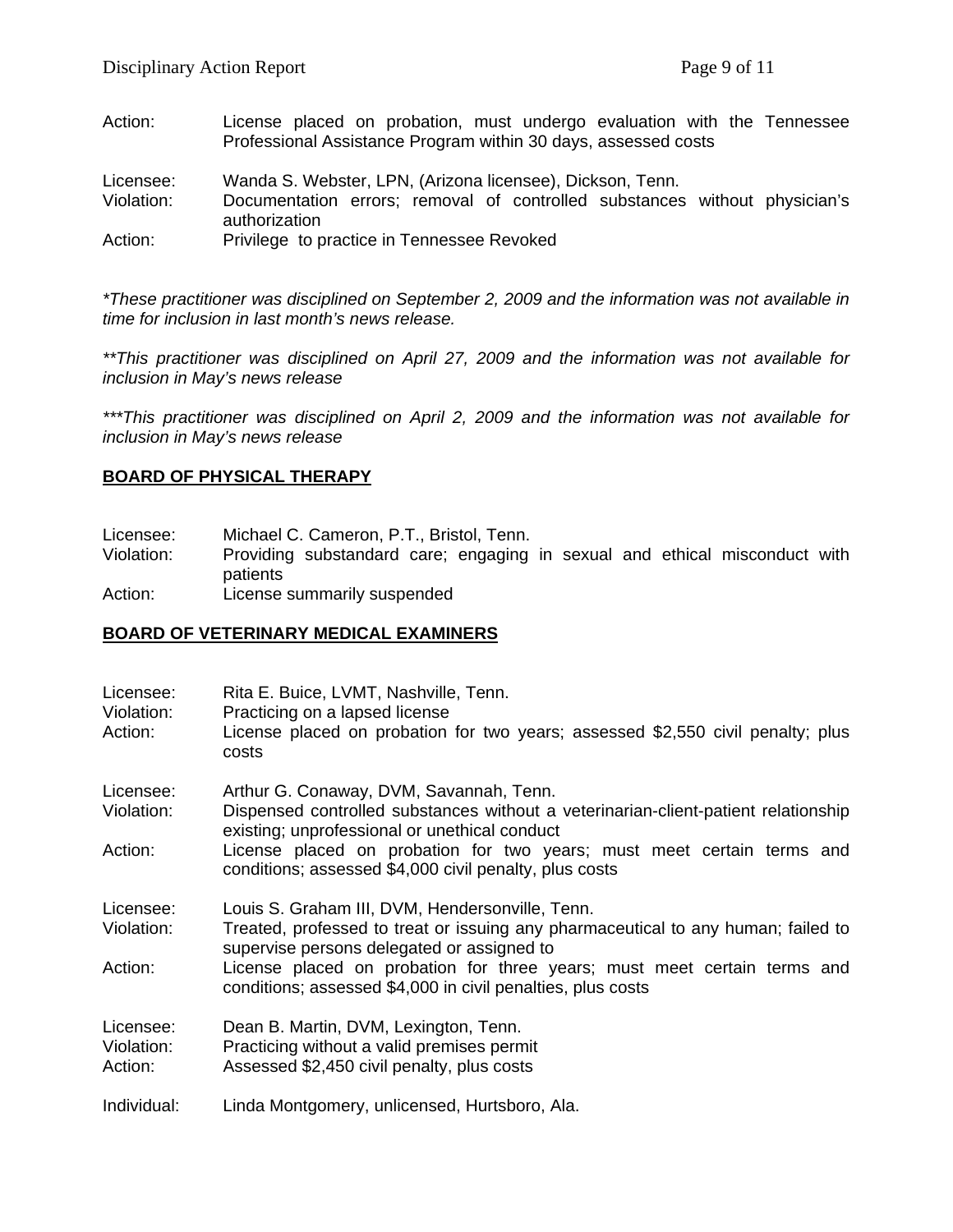Action: License placed on probation, must undergo evaluation with the Tennessee Professional Assistance Program within 30 days, assessed costs

Licensee: Wanda S. Webster, LPN, (Arizona licensee), Dickson, Tenn.
Violation: Documentation errors; removal of controlled substances without physician's authorization
Action: Privilege to practice in Tennessee Revoked

**These practitioner was disciplined on September 2, 2009 and the information was not available in time for inclusion in last month's news release.*

***This practitioner was disciplined on April 27, 2009 and the information was not available for inclusion in May's news release*

****This practitioner was disciplined on April 2, 2009 and the information was not available for inclusion in May's news release*

## BOARD OF PHYSICAL THERAPY

Licensee: Michael C. Cameron, P.T., Bristol, Tenn.
Violation: Providing substandard care; engaging in sexual and ethical misconduct with patients
Action: License summarily suspended

## BOARD OF VETERINARY MEDICAL EXAMINERS

Licensee: Rita E. Buice, LVMT, Nashville, Tenn.
Violation: Practicing on a lapsed license
Action: License placed on probation for two years; assessed $2,550 civil penalty; plus costs

Licensee: Arthur G. Conaway, DVM, Savannah, Tenn.
Violation: Dispensed controlled substances without a veterinarian-client-patient relationship existing; unprofessional or unethical conduct
Action: License placed on probation for two years; must meet certain terms and conditions; assessed $4,000 civil penalty, plus costs

Licensee: Louis S. Graham III, DVM, Hendersonville, Tenn.
Violation: Treated, professed to treat or issuing any pharmaceutical to any human; failed to supervise persons delegated or assigned to
Action: License placed on probation for three years; must meet certain terms and conditions; assessed $4,000 in civil penalties, plus costs

Licensee: Dean B. Martin, DVM, Lexington, Tenn.
Violation: Practicing without a valid premises permit
Action: Assessed $2,450 civil penalty, plus costs

Individual: Linda Montgomery, unlicensed, Hurtsboro, Ala.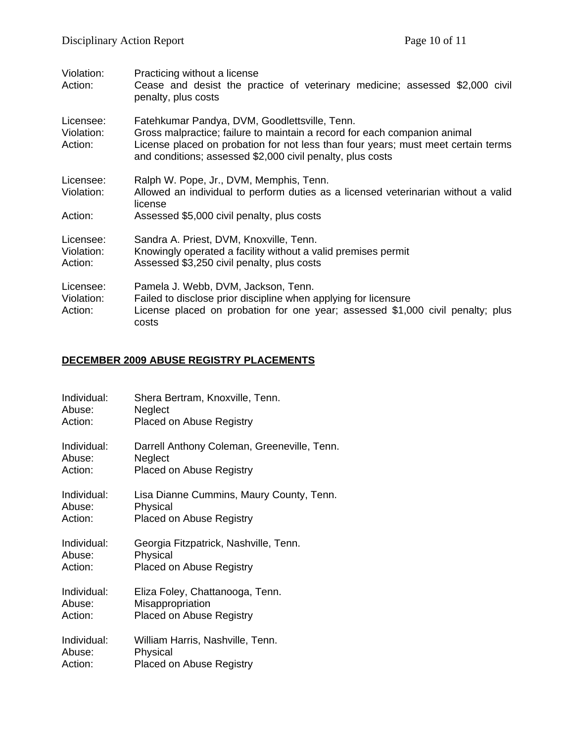Violation: Practicing without a license
Action: Cease and desist the practice of veterinary medicine; assessed $2,000 civil penalty, plus costs

Licensee: Fatehkumar Pandya, DVM, Goodlettsville, Tenn.
Violation: Gross malpractice; failure to maintain a record for each companion animal
Action: License placed on probation for not less than four years; must meet certain terms and conditions; assessed $2,000 civil penalty, plus costs

Licensee: Ralph W. Pope, Jr., DVM, Memphis, Tenn.
Violation: Allowed an individual to perform duties as a licensed veterinarian without a valid license
Action: Assessed $5,000 civil penalty, plus costs

Licensee: Sandra A. Priest, DVM, Knoxville, Tenn.
Violation: Knowingly operated a facility without a valid premises permit
Action: Assessed $3,250 civil penalty, plus costs

Licensee: Pamela J. Webb, DVM, Jackson, Tenn.
Violation: Failed to disclose prior discipline when applying for licensure
Action: License placed on probation for one year; assessed $1,000 civil penalty; plus costs

## DECEMBER 2009 ABUSE REGISTRY PLACEMENTS

Individual: Shera Bertram, Knoxville, Tenn.
Abuse: Neglect
Action: Placed on Abuse Registry

Individual: Darrell Anthony Coleman, Greeneville, Tenn.
Abuse: Neglect
Action: Placed on Abuse Registry

Individual: Lisa Dianne Cummins, Maury County, Tenn.
Abuse: Physical
Action: Placed on Abuse Registry

Individual: Georgia Fitzpatrick, Nashville, Tenn.
Abuse: Physical
Action: Placed on Abuse Registry

Individual: Eliza Foley, Chattanooga, Tenn.
Abuse: Misappropriation
Action: Placed on Abuse Registry

Individual: William Harris, Nashville, Tenn.
Abuse: Physical
Action: Placed on Abuse Registry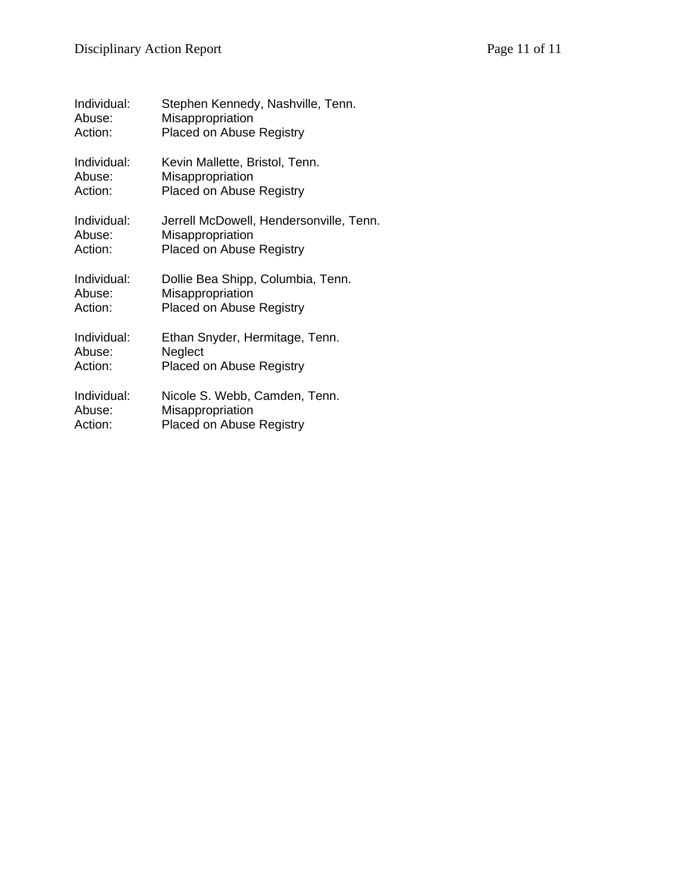Individual: Stephen Kennedy, Nashville, Tenn.
Abuse: Misappropriation
Action: Placed on Abuse Registry

Individual: Kevin Mallette, Bristol, Tenn.
Abuse: Misappropriation
Action: Placed on Abuse Registry

Individual: Jerrell McDowell, Hendersonville, Tenn.
Abuse: Misappropriation
Action: Placed on Abuse Registry

Individual: Dollie Bea Shipp, Columbia, Tenn.
Abuse: Misappropriation
Action: Placed on Abuse Registry

Individual: Ethan Snyder, Hermitage, Tenn.
Abuse: Neglect
Action: Placed on Abuse Registry

Individual: Nicole S. Webb, Camden, Tenn.
Abuse: Misappropriation
Action: Placed on Abuse Registry